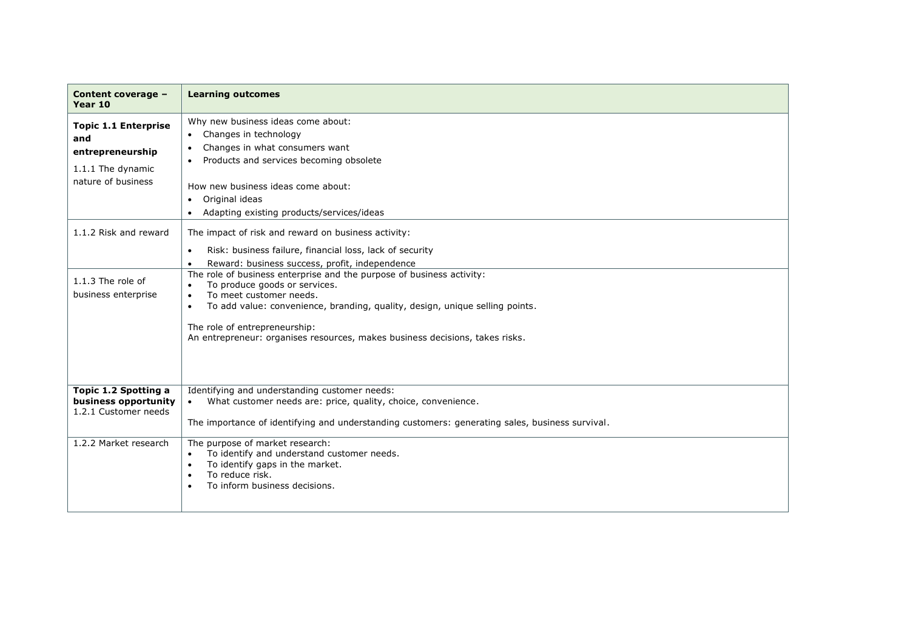| Content coverage – Year 10 | Learning outcomes |
|---|---|
| **Topic 1.1 Enterprise and entrepreneurship**<br><br>1.1.1 The dynamic nature of business | Why new business ideas come about:<br>• Changes in technology<br>• Changes in what consumers want<br>• Products and services becoming obsolete<br><br>How new business ideas come about:<br>• Original ideas<br>• Adapting existing products/services/ideas |
| 1.1.2 Risk and reward | The impact of risk and reward on business activity:<br>• Risk: business failure, financial loss, lack of security<br>• Reward: business success, profit, independence |
| 1.1.3 The role of business enterprise | The role of business enterprise and the purpose of business activity:<br>• To produce goods or services.<br>• To meet customer needs.<br>• To add value: convenience, branding, quality, design, unique selling points.<br><br>The role of entrepreneurship:<br>An entrepreneur: organises resources, makes business decisions, takes risks. |
| **Topic 1.2 Spotting a business opportunity**<br>1.2.1 Customer needs | Identifying and understanding customer needs:<br>• What customer needs are: price, quality, choice, convenience.<br><br>The importance of identifying and understanding customers: generating sales, business survival. |
| 1.2.2 Market research | The purpose of market research:<br>• To identify and understand customer needs.<br>• To identify gaps in the market.<br>• To reduce risk.<br>• To inform business decisions. |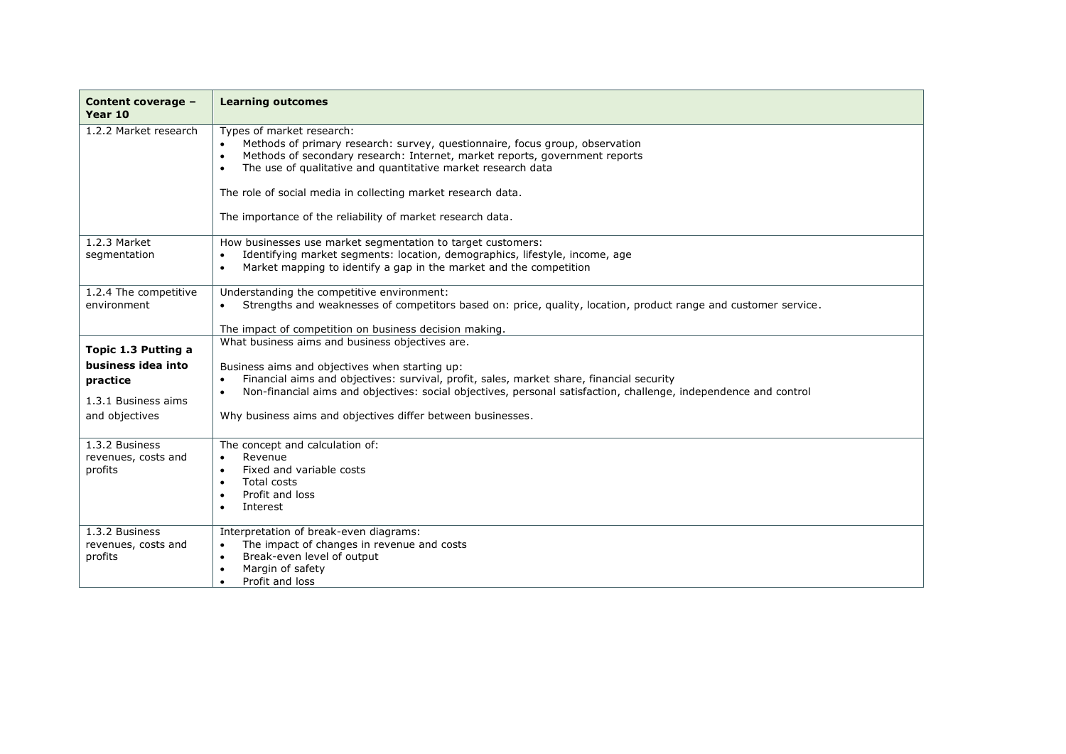| Content coverage – Year 10 | Learning outcomes |
|---|---|
| 1.2.2 Market research | Types of market research:<br>• Methods of primary research: survey, questionnaire, focus group, observation<br>• Methods of secondary research: Internet, market reports, government reports<br>• The use of qualitative and quantitative market research data<br><br>The role of social media in collecting market research data.<br><br>The importance of the reliability of market research data. |
| 1.2.3 Market segmentation | How businesses use market segmentation to target customers:<br>• Identifying market segments: location, demographics, lifestyle, income, age<br>• Market mapping to identify a gap in the market and the competition |
| 1.2.4 The competitive environment | Understanding the competitive environment:<br>• Strengths and weaknesses of competitors based on: price, quality, location, product range and customer service.<br><br>The impact of competition on business decision making. |
| **Topic 1.3 Putting a business idea into practice**<br><br>1.3.1 Business aims and objectives | What business aims and business objectives are.<br><br>Business aims and objectives when starting up:<br>• Financial aims and objectives: survival, profit, sales, market share, financial security<br>• Non-financial aims and objectives: social objectives, personal satisfaction, challenge, independence and control<br><br>Why business aims and objectives differ between businesses. |
| 1.3.2 Business revenues, costs and profits | The concept and calculation of:<br>• Revenue<br>• Fixed and variable costs<br>• Total costs<br>• Profit and loss<br>• Interest |
| 1.3.2 Business revenues, costs and profits | Interpretation of break-even diagrams:<br>• The impact of changes in revenue and costs<br>• Break-even level of output<br>• Margin of safety<br>• Profit and loss |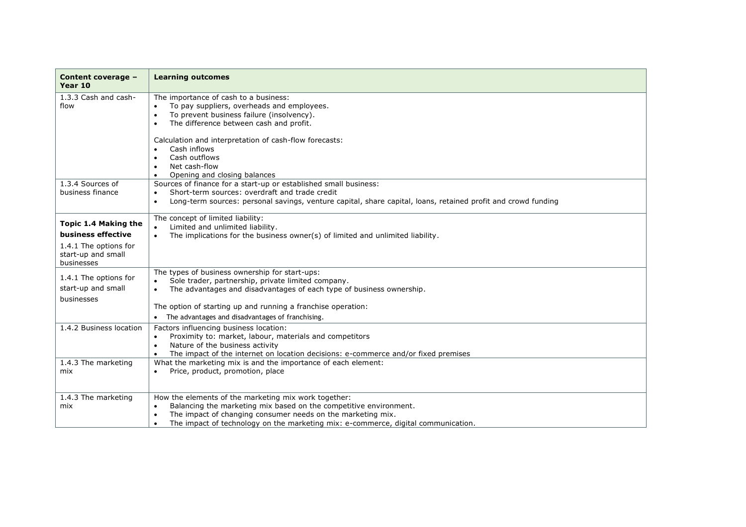| Content coverage – Year 10 | Learning outcomes |
| --- | --- |
| 1.3.3 Cash and cash-flow | The importance of cash to a business:<br>• To pay suppliers, overheads and employees.<br>• To prevent business failure (insolvency).<br>• The difference between cash and profit.<br><br>Calculation and interpretation of cash-flow forecasts:<br>• Cash inflows<br>• Cash outflows<br>• Net cash-flow<br>• Opening and closing balances |
| 1.3.4 Sources of business finance | Sources of finance for a start-up or established small business:<br>• Short-term sources: overdraft and trade credit<br>• Long-term sources: personal savings, venture capital, share capital, loans, retained profit and crowd funding |
| **Topic 1.4 Making the business effective**<br>1.4.1 The options for start-up and small businesses | The concept of limited liability:<br>• Limited and unlimited liability.<br>• The implications for the business owner(s) of limited and unlimited liability. |
| 1.4.1 The options for start-up and small businesses | The types of business ownership for start-ups:<br>• Sole trader, partnership, private limited company.<br>• The advantages and disadvantages of each type of business ownership.<br><br>The option of starting up and running a franchise operation:<br>• The advantages and disadvantages of franchising. |
| 1.4.2 Business location | Factors influencing business location:<br>• Proximity to: market, labour, materials and competitors<br>• Nature of the business activity<br>• The impact of the internet on location decisions: e-commerce and/or fixed premises |
| 1.4.3 The marketing mix | What the marketing mix is and the importance of each element:<br>• Price, product, promotion, place |
| 1.4.3 The marketing mix | How the elements of the marketing mix work together:<br>• Balancing the marketing mix based on the competitive environment.<br>• The impact of changing consumer needs on the marketing mix.<br>• The impact of technology on the marketing mix: e-commerce, digital communication. |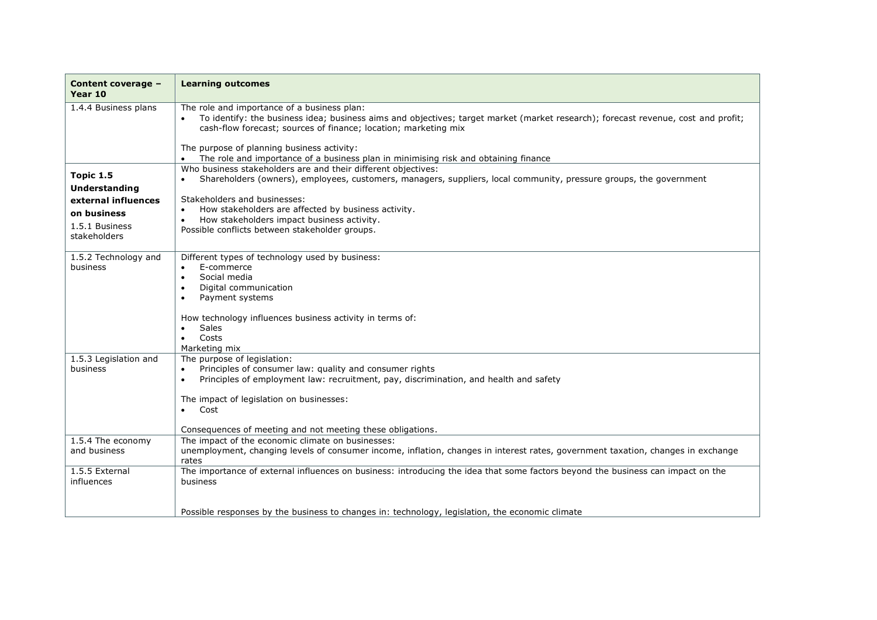| Content coverage – Year 10 | Learning outcomes |
|---|---|
| 1.4.4 Business plans | The role and importance of a business plan:<br>• To identify: the business idea; business aims and objectives; target market (market research); forecast revenue, cost and profit; cash-flow forecast; sources of finance; location; marketing mix<br><br>The purpose of planning business activity:<br>• The role and importance of a business plan in minimising risk and obtaining finance |
| **Topic 1.5**<br>**Understanding external influences on business**<br>1.5.1 Business stakeholders | Who business stakeholders are and their different objectives:<br>• Shareholders (owners), employees, customers, managers, suppliers, local community, pressure groups, the government<br><br>Stakeholders and businesses:<br>• How stakeholders are affected by business activity.<br>• How stakeholders impact business activity.<br>Possible conflicts between stakeholder groups. |
| 1.5.2 Technology and business | Different types of technology used by business:<br>• E-commerce<br>• Social media<br>• Digital communication<br>• Payment systems<br><br>How technology influences business activity in terms of:<br>• Sales<br>• Costs<br>Marketing mix |
| 1.5.3 Legislation and business | The purpose of legislation:<br>• Principles of consumer law: quality and consumer rights<br>• Principles of employment law: recruitment, pay, discrimination, and health and safety<br><br>The impact of legislation on businesses:<br>• Cost<br><br>Consequences of meeting and not meeting these obligations. |
| 1.5.4 The economy and business | The impact of the economic climate on businesses:<br>unemployment, changing levels of consumer income, inflation, changes in interest rates, government taxation, changes in exchange rates |
| 1.5.5 External influences | The importance of external influences on business: introducing the idea that some factors beyond the business can impact on the business<br><br>Possible responses by the business to changes in: technology, legislation, the economic climate |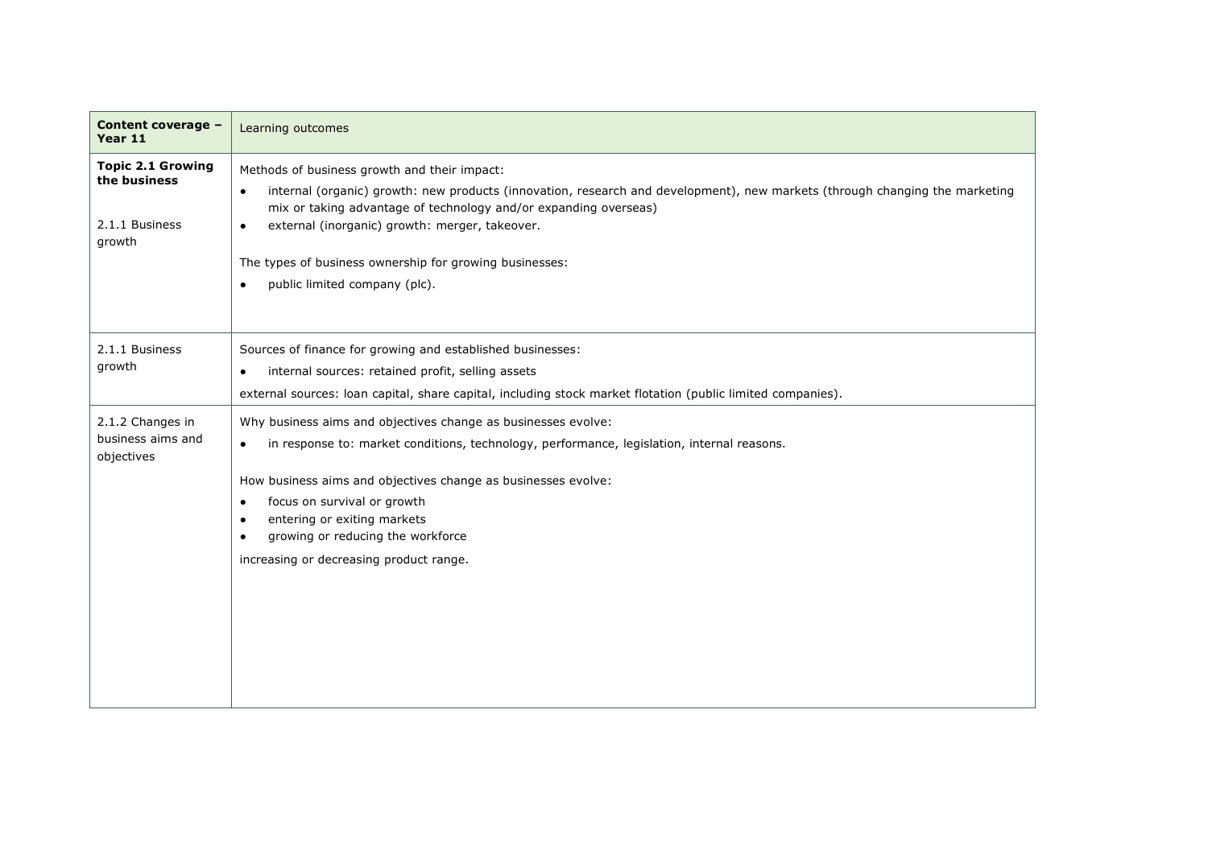| **Content coverage – Year 11** | Learning outcomes |
|---|---|
| **Topic 2.1 Growing the business**<br><br>2.1.1 Business growth | Methods of business growth and their impact:<br>• internal (organic) growth: new products (innovation, research and development), new markets (through changing the marketing mix or taking advantage of technology and/or expanding overseas)<br>• external (inorganic) growth: merger, takeover.<br><br>The types of business ownership for growing businesses:<br>• public limited company (plc). |
| 2.1.1 Business growth | Sources of finance for growing and established businesses:<br>• internal sources: retained profit, selling assets<br>external sources: loan capital, share capital, including stock market flotation (public limited companies). |
| 2.1.2 Changes in business aims and objectives | Why business aims and objectives change as businesses evolve:<br>• in response to: market conditions, technology, performance, legislation, internal reasons.<br><br>How business aims and objectives change as businesses evolve:<br>• focus on survival or growth<br>• entering or exiting markets<br>• growing or reducing the workforce<br>increasing or decreasing product range. |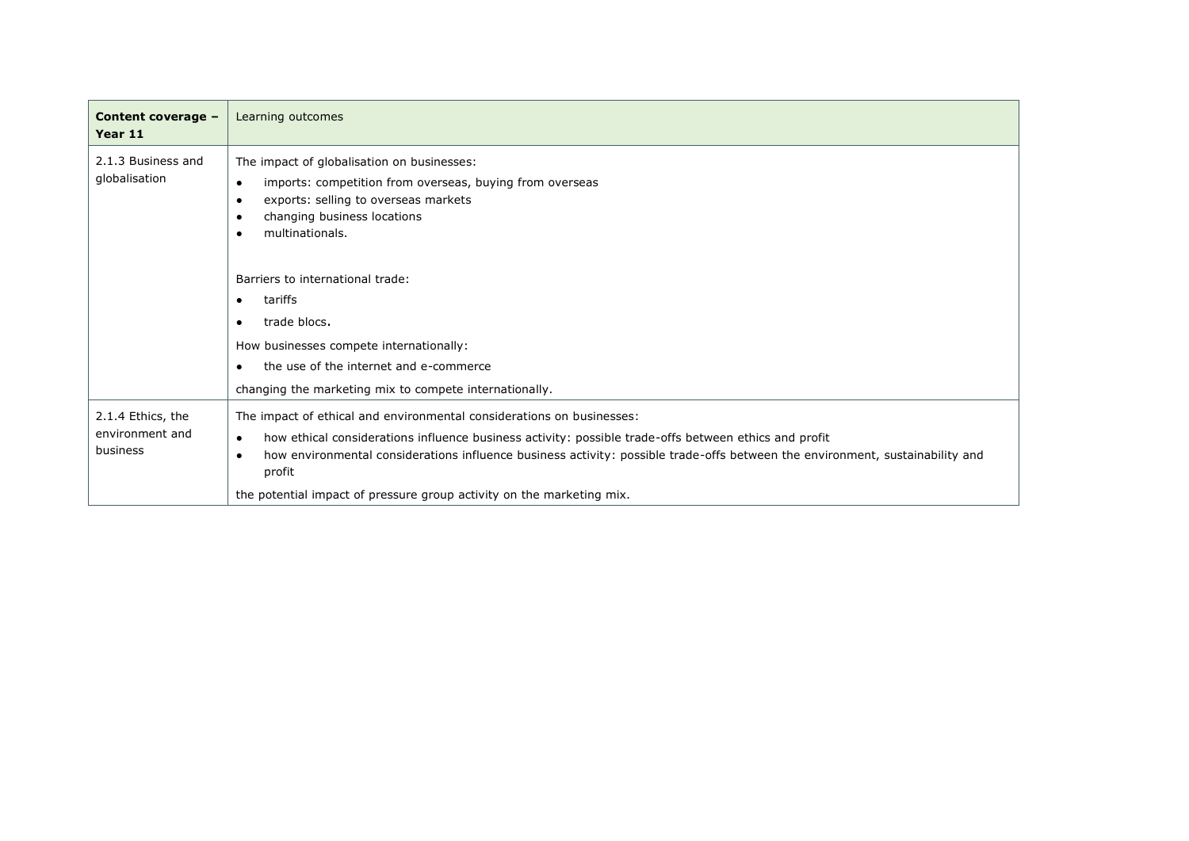| **Content coverage – Year 11** | Learning outcomes |
| --- | --- |
| 2.1.3 Business and globalisation | The impact of globalisation on businesses:<br>• imports: competition from overseas, buying from overseas<br>• exports: selling to overseas markets<br>• changing business locations<br>• multinationals.<br><br>Barriers to international trade:<br>• tariffs<br>• trade blocs.<br><br>How businesses compete internationally:<br>• the use of the internet and e-commerce<br><br>changing the marketing mix to compete internationally. |
| 2.1.4 Ethics, the environment and business | The impact of ethical and environmental considerations on businesses:<br>• how ethical considerations influence business activity: possible trade-offs between ethics and profit<br>• how environmental considerations influence business activity: possible trade-offs between the environment, sustainability and profit<br><br>the potential impact of pressure group activity on the marketing mix. |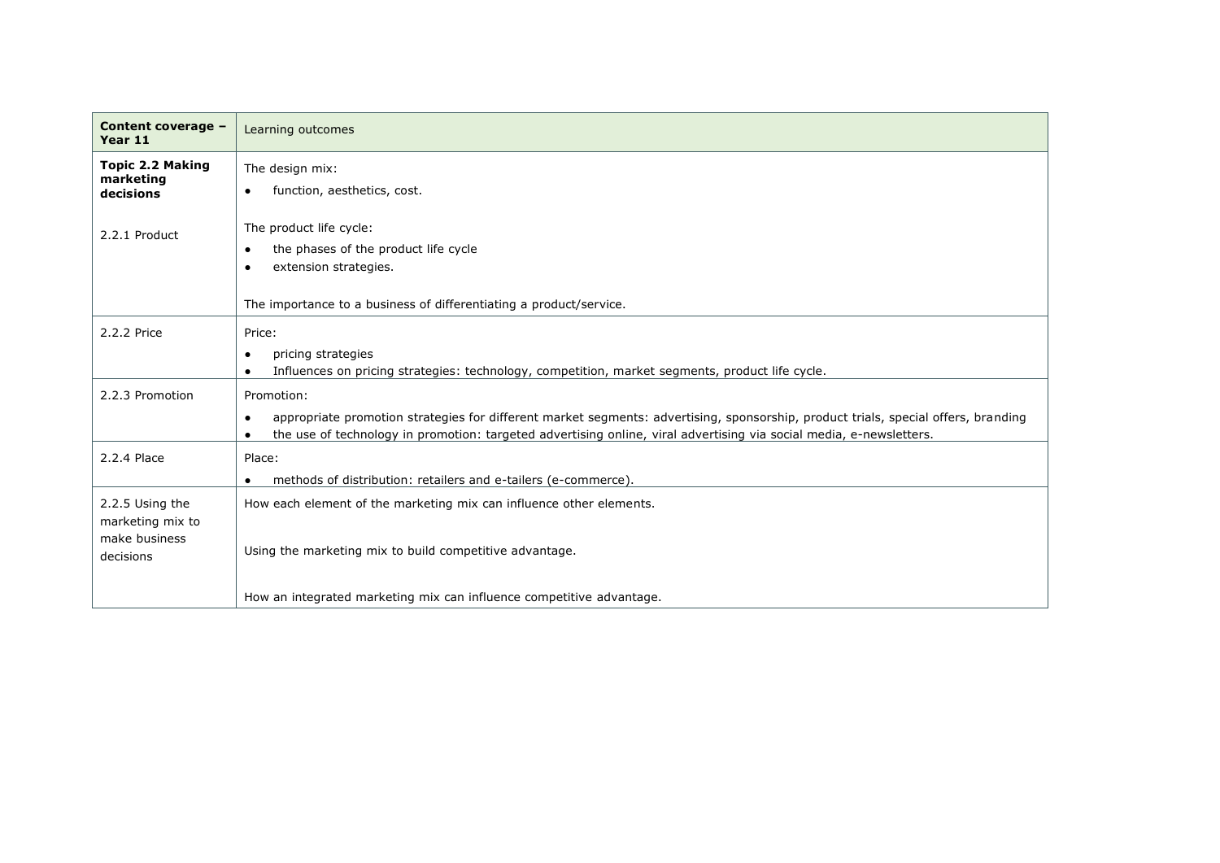| **Content coverage – Year 11** | Learning outcomes |
|---|---|
| **Topic 2.2 Making marketing decisions**<br><br>2.2.1 Product | The design mix:<br>• function, aesthetics, cost.<br><br>The product life cycle:<br>• the phases of the product life cycle<br>• extension strategies.<br><br>The importance to a business of differentiating a product/service. |
| 2.2.2 Price | Price:<br>• pricing strategies<br>• Influences on pricing strategies: technology, competition, market segments, product life cycle. |
| 2.2.3 Promotion | Promotion:<br>• appropriate promotion strategies for different market segments: advertising, sponsorship, product trials, special offers, branding<br>• the use of technology in promotion: targeted advertising online, viral advertising via social media, e-newsletters. |
| 2.2.4 Place | Place:<br>• methods of distribution: retailers and e-tailers (e-commerce). |
| 2.2.5 Using the marketing mix to make business decisions | How each element of the marketing mix can influence other elements.<br><br>Using the marketing mix to build competitive advantage.<br><br>How an integrated marketing mix can influence competitive advantage. |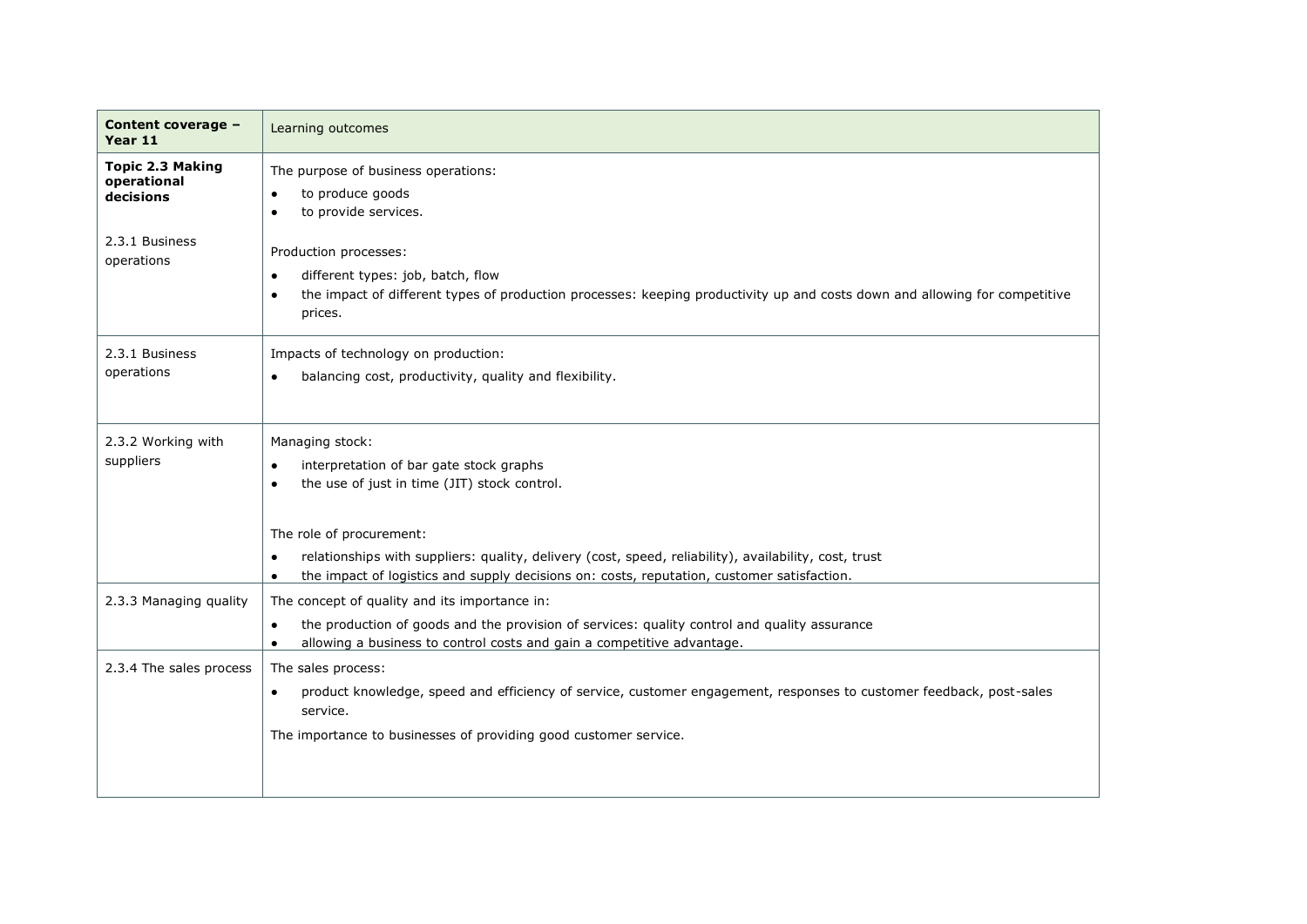| **Content coverage – Year 11** | Learning outcomes |
|---|---|
| **Topic 2.3 Making operational decisions**<br><br>2.3.1 Business operations | The purpose of business operations:<br>• to produce goods<br>• to provide services.<br><br>Production processes:<br>• different types: job, batch, flow<br>• the impact of different types of production processes: keeping productivity up and costs down and allowing for competitive prices. |
| 2.3.1 Business operations | Impacts of technology on production:<br>• balancing cost, productivity, quality and flexibility. |
| 2.3.2 Working with suppliers | Managing stock:<br>• interpretation of bar gate stock graphs<br>• the use of just in time (JIT) stock control.<br><br>The role of procurement:<br>• relationships with suppliers: quality, delivery (cost, speed, reliability), availability, cost, trust<br>• the impact of logistics and supply decisions on: costs, reputation, customer satisfaction. |
| 2.3.3 Managing quality | The concept of quality and its importance in:<br>• the production of goods and the provision of services: quality control and quality assurance<br>• allowing a business to control costs and gain a competitive advantage. |
| 2.3.4 The sales process | The sales process:<br>• product knowledge, speed and efficiency of service, customer engagement, responses to customer feedback, post-sales service.<br><br>The importance to businesses of providing good customer service. |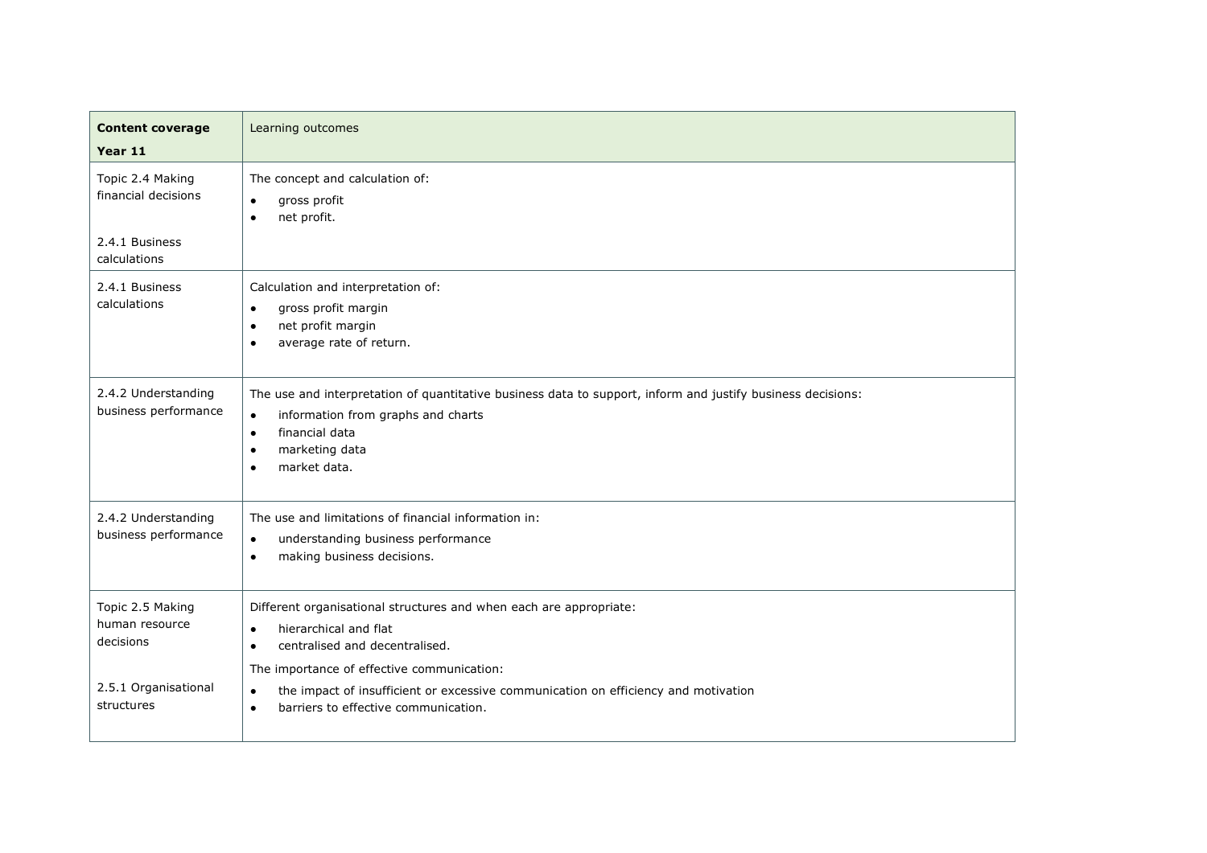| **Content coverage**<br>**Year 11** | Learning outcomes |
| --- | --- |
| Topic 2.4 Making financial decisions<br><br>2.4.1 Business calculations | The concept and calculation of:<br>• gross profit<br>• net profit. |
| 2.4.1 Business calculations | Calculation and interpretation of:<br>• gross profit margin<br>• net profit margin<br>• average rate of return. |
| 2.4.2 Understanding business performance | The use and interpretation of quantitative business data to support, inform and justify business decisions:<br>• information from graphs and charts<br>• financial data<br>• marketing data<br>• market data. |
| 2.4.2 Understanding business performance | The use and limitations of financial information in:<br>• understanding business performance<br>• making business decisions. |
| Topic 2.5 Making human resource decisions<br><br>2.5.1 Organisational structures | Different organisational structures and when each are appropriate:<br>• hierarchical and flat<br>• centralised and decentralised.<br>The importance of effective communication:<br>• the impact of insufficient or excessive communication on efficiency and motivation<br>• barriers to effective communication. |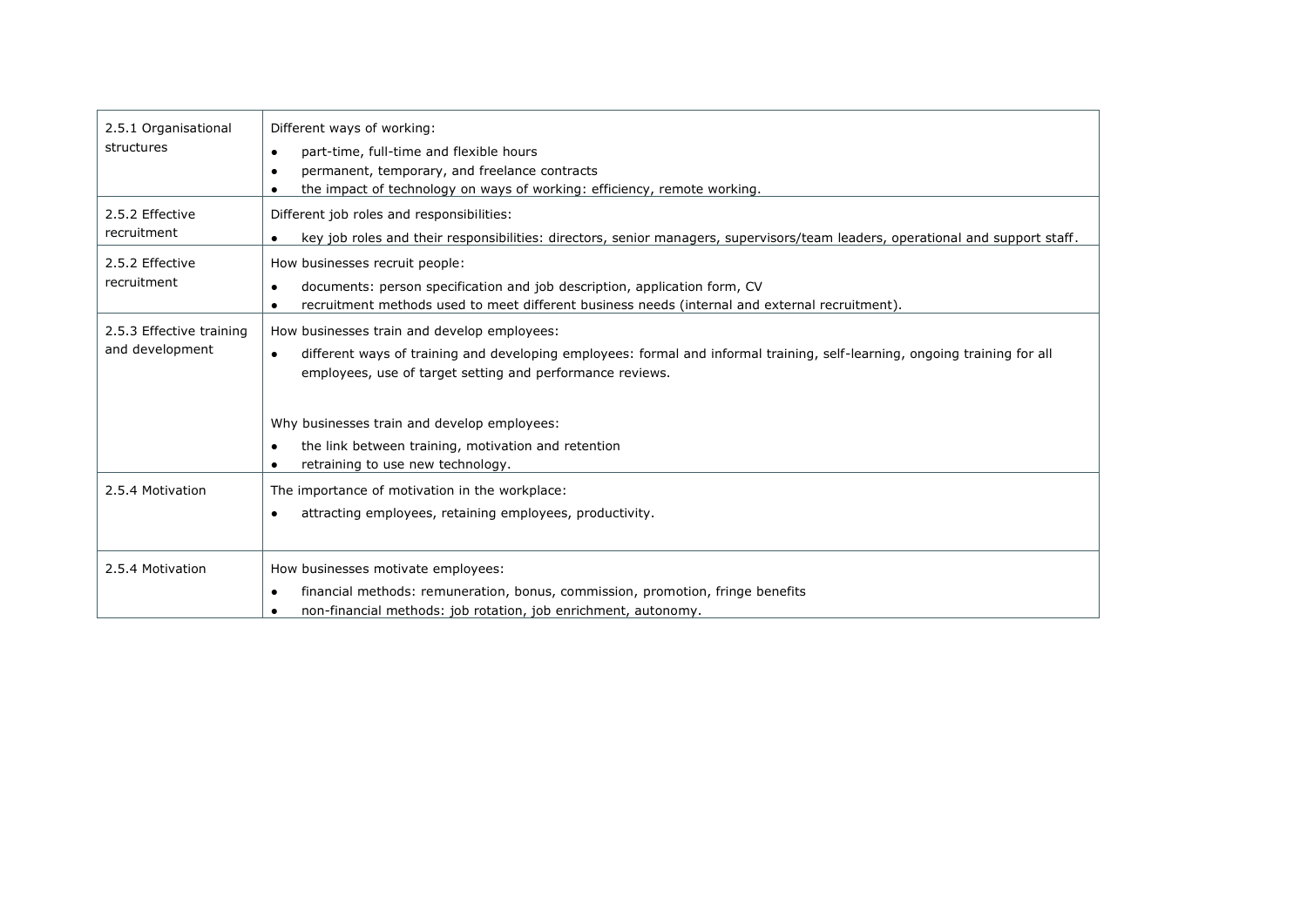| | |
|---|---|
| 2.5.1 Organisational structures | Different ways of working:<br>• part-time, full-time and flexible hours<br>• permanent, temporary, and freelance contracts<br>• the impact of technology on ways of working: efficiency, remote working. |
| 2.5.2 Effective recruitment | Different job roles and responsibilities:<br>• key job roles and their responsibilities: directors, senior managers, supervisors/team leaders, operational and support staff. |
| 2.5.2 Effective recruitment | How businesses recruit people:<br>• documents: person specification and job description, application form, CV<br>• recruitment methods used to meet different business needs (internal and external recruitment). |
| 2.5.3 Effective training and development | How businesses train and develop employees:<br>• different ways of training and developing employees: formal and informal training, self-learning, ongoing training for all employees, use of target setting and performance reviews.<br><br>Why businesses train and develop employees:<br>• the link between training, motivation and retention<br>• retraining to use new technology. |
| 2.5.4 Motivation | The importance of motivation in the workplace:<br>• attracting employees, retaining employees, productivity. |
| 2.5.4 Motivation | How businesses motivate employees:<br>• financial methods: remuneration, bonus, commission, promotion, fringe benefits<br>• non-financial methods: job rotation, job enrichment, autonomy. |